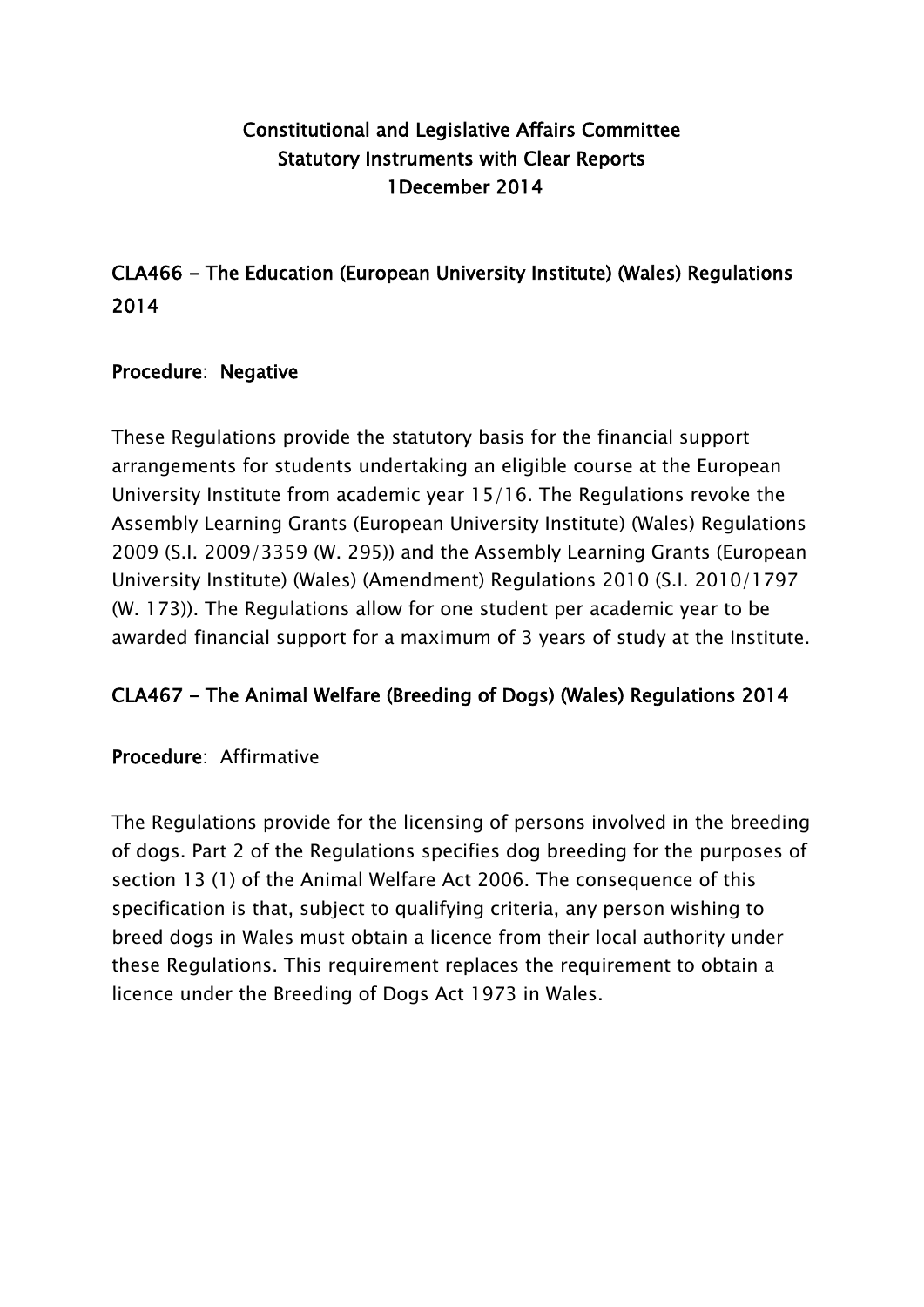# Constitutional and Legislative Affairs Committee
# Statutory Instruments with Clear Reports
# 1December 2014

## CLA466 - The Education (European University Institute) (Wales) Regulations 2014

**Procedure**: **Negative**

These Regulations provide the statutory basis for the financial support arrangements for students undertaking an eligible course at the European University Institute from academic year 15/16. The Regulations revoke the Assembly Learning Grants (European University Institute) (Wales) Regulations 2009 (S.I. 2009/3359 (W. 295)) and the Assembly Learning Grants (European University Institute) (Wales) (Amendment) Regulations 2010 (S.I. 2010/1797 (W. 173)). The Regulations allow for one student per academic year to be awarded financial support for a maximum of 3 years of study at the Institute.

## CLA467 - The Animal Welfare (Breeding of Dogs) (Wales) Regulations 2014

**Procedure**: Affirmative

The Regulations provide for the licensing of persons involved in the breeding of dogs. Part 2 of the Regulations specifies dog breeding for the purposes of section 13 (1) of the Animal Welfare Act 2006. The consequence of this specification is that, subject to qualifying criteria, any person wishing to breed dogs in Wales must obtain a licence from their local authority under these Regulations. This requirement replaces the requirement to obtain a licence under the Breeding of Dogs Act 1973 in Wales.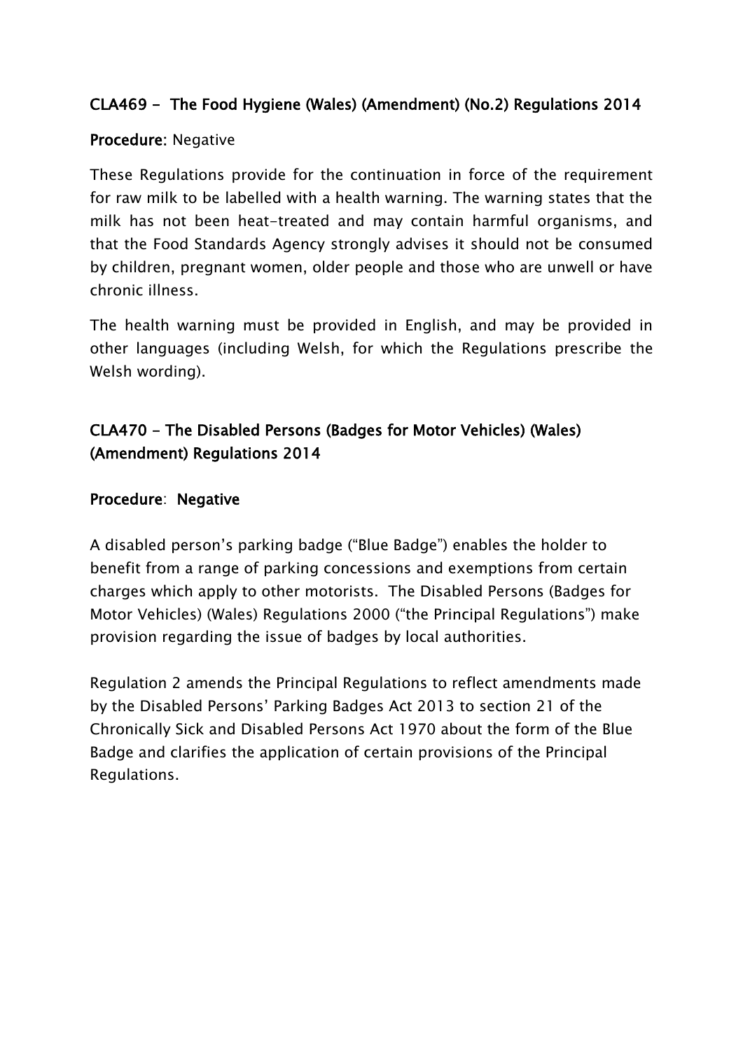## CLA469 - The Food Hygiene (Wales) (Amendment) (No.2) Regulations 2014

**Procedure:** Negative

These Regulations provide for the continuation in force of the requirement for raw milk to be labelled with a health warning. The warning states that the milk has not been heat-treated and may contain harmful organisms, and that the Food Standards Agency strongly advises it should not be consumed by children, pregnant women, older people and those who are unwell or have chronic illness.

The health warning must be provided in English, and may be provided in other languages (including Welsh, for which the Regulations prescribe the Welsh wording).

## CLA470 - The Disabled Persons (Badges for Motor Vehicles) (Wales) (Amendment) Regulations 2014

**Procedure**: **Negative**

A disabled person's parking badge ("Blue Badge") enables the holder to benefit from a range of parking concessions and exemptions from certain charges which apply to other motorists. The Disabled Persons (Badges for Motor Vehicles) (Wales) Regulations 2000 ("the Principal Regulations") make provision regarding the issue of badges by local authorities.

Regulation 2 amends the Principal Regulations to reflect amendments made by the Disabled Persons' Parking Badges Act 2013 to section 21 of the Chronically Sick and Disabled Persons Act 1970 about the form of the Blue Badge and clarifies the application of certain provisions of the Principal Regulations.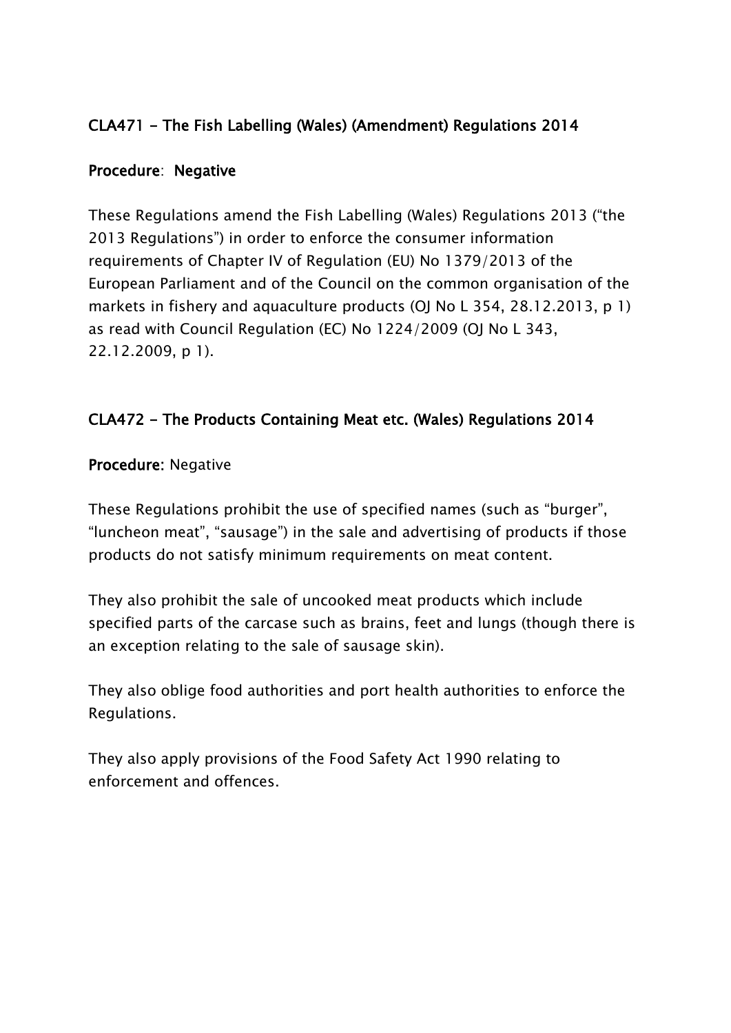## CLA471 - The Fish Labelling (Wales) (Amendment) Regulations 2014

**Procedure**: **Negative**

These Regulations amend the Fish Labelling (Wales) Regulations 2013 ("the 2013 Regulations") in order to enforce the consumer information requirements of Chapter IV of Regulation (EU) No 1379/2013 of the European Parliament and of the Council on the common organisation of the markets in fishery and aquaculture products (OJ No L 354, 28.12.2013, p 1) as read with Council Regulation (EC) No 1224/2009 (OJ No L 343, 22.12.2009, p 1).

## CLA472 - The Products Containing Meat etc. (Wales) Regulations 2014

**Procedure:** Negative

These Regulations prohibit the use of specified names (such as "burger", "luncheon meat", "sausage") in the sale and advertising of products if those products do not satisfy minimum requirements on meat content.

They also prohibit the sale of uncooked meat products which include specified parts of the carcase such as brains, feet and lungs (though there is an exception relating to the sale of sausage skin).

They also oblige food authorities and port health authorities to enforce the Regulations.

They also apply provisions of the Food Safety Act 1990 relating to enforcement and offences.